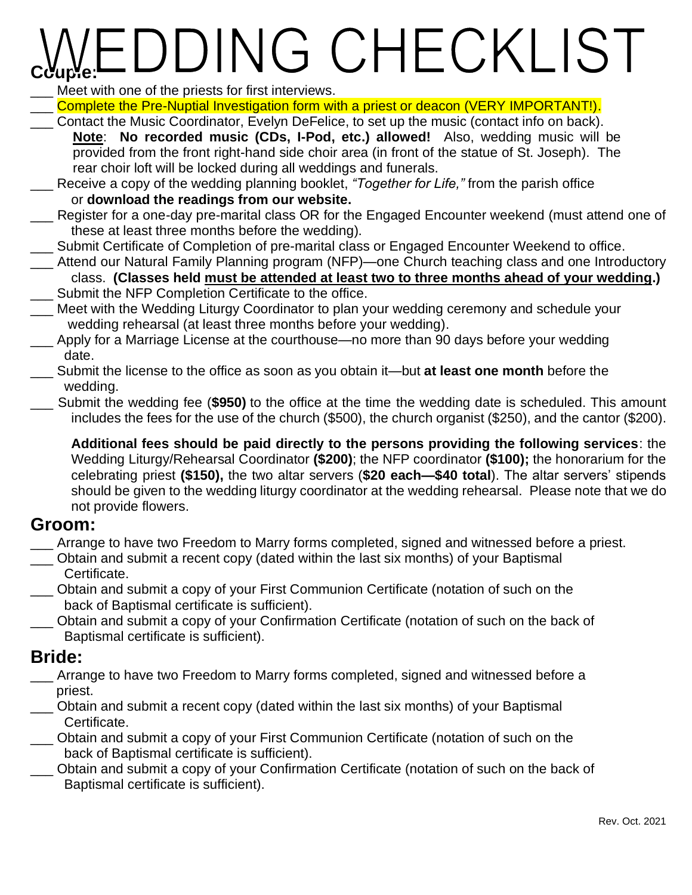# WEDDING CHECKLIST

## Couple:

\_\_\_ Meet with one of the priests for first interviews.

\_\_\_ Complete the Pre-Nuptial Investigation form with a priest or deacon (VERY IMPORTANT!).

\_\_\_ Contact the Music Coordinator, Evelyn DeFelice, to set up the music (contact info on back).
**<u>Note</u>**: **No recorded music (CDs, I-Pod, etc.) allowed!** Also, wedding music will be provided from the front right-hand side choir area (in front of the statue of St. Joseph). The rear choir loft will be locked during all weddings and funerals.

\_\_\_ Receive a copy of the wedding planning booklet, *"Together for Life,"* from the parish office or **download the readings from our website.**

\_\_\_ Register for a one-day pre-marital class OR for the Engaged Encounter weekend (must attend one of these at least three months before the wedding).

\_\_\_ Submit Certificate of Completion of pre-marital class or Engaged Encounter Weekend to office.

\_\_\_ Attend our Natural Family Planning program (NFP)—one Church teaching class and one Introductory class. **(Classes held <u>must be attended at least two to three months ahead of your wedding</u>.)**

\_\_\_ Submit the NFP Completion Certificate to the office.

\_\_\_ Meet with the Wedding Liturgy Coordinator to plan your wedding ceremony and schedule your wedding rehearsal (at least three months before your wedding).

\_\_\_ Apply for a Marriage License at the courthouse—no more than 90 days before your wedding date.

\_\_\_ Submit the license to the office as soon as you obtain it—but **at least one month** before the wedding.

\_\_\_ Submit the wedding fee (**$950**) to the office at the time the wedding date is scheduled. This amount includes the fees for the use of the church ($500), the church organist ($250), and the cantor ($200).

**Additional fees should be paid directly to the persons providing the following services**: the Wedding Liturgy/Rehearsal Coordinator **($200)**; the NFP coordinator **($100);** the honorarium for the celebrating priest **($150),** the two altar servers (**$20 each—$40 total**). The altar servers' stipends should be given to the wedding liturgy coordinator at the wedding rehearsal. Please note that we do not provide flowers.

## Groom:

\_\_\_ Arrange to have two Freedom to Marry forms completed, signed and witnessed before a priest.

\_\_\_ Obtain and submit a recent copy (dated within the last six months) of your Baptismal Certificate.

\_\_\_ Obtain and submit a copy of your First Communion Certificate (notation of such on the back of Baptismal certificate is sufficient).

\_\_\_ Obtain and submit a copy of your Confirmation Certificate (notation of such on the back of Baptismal certificate is sufficient).

## Bride:

\_\_\_ Arrange to have two Freedom to Marry forms completed, signed and witnessed before a priest.

\_\_\_ Obtain and submit a recent copy (dated within the last six months) of your Baptismal Certificate.

\_\_\_ Obtain and submit a copy of your First Communion Certificate (notation of such on the back of Baptismal certificate is sufficient).

\_\_\_ Obtain and submit a copy of your Confirmation Certificate (notation of such on the back of Baptismal certificate is sufficient).

Rev. Oct. 2021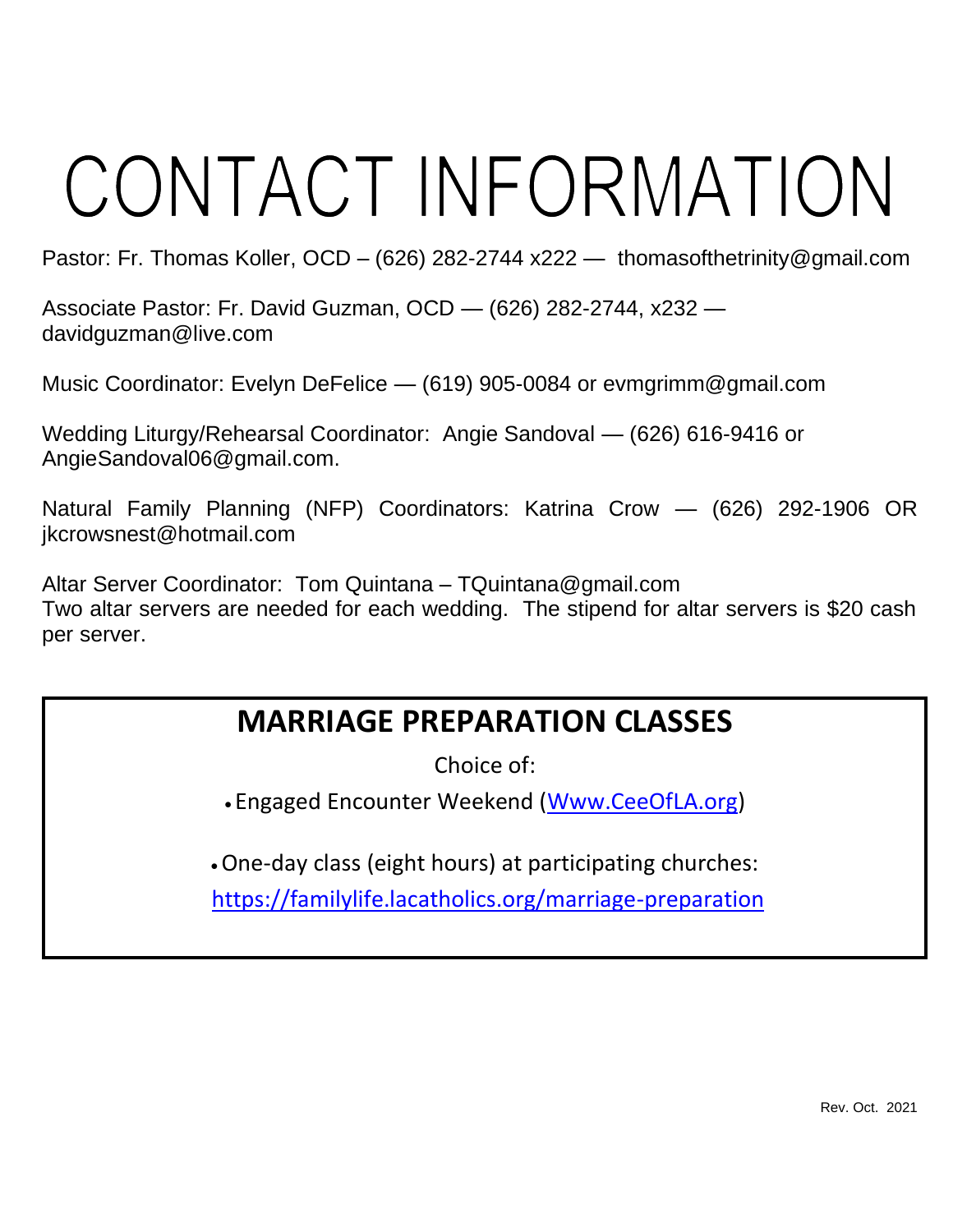# CONTACT INFORMATION

Pastor: Fr. Thomas Koller, OCD – (626) 282-2744 x222 — thomasofthetrinity@gmail.com

Associate Pastor: Fr. David Guzman, OCD — (626) 282-2744, x232 — davidguzman@live.com

Music Coordinator: Evelyn DeFelice — (619) 905-0084 or evmgrimm@gmail.com

Wedding Liturgy/Rehearsal Coordinator: Angie Sandoval — (626) 616-9416 or AngieSandoval06@gmail.com.

Natural Family Planning (NFP) Coordinators: Katrina Crow — (626) 292-1906 OR jkcrowsnest@hotmail.com

Altar Server Coordinator: Tom Quintana – TQuintana@gmail.com
Two altar servers are needed for each wedding. The stipend for altar servers is $20 cash per server.

## MARRIAGE PREPARATION CLASSES

Choice of:

- Engaged Encounter Weekend (Www.CeeOfLA.org)
- One-day class (eight hours) at participating churches: https://familylife.lacatholics.org/marriage-preparation

Rev. Oct. 2021